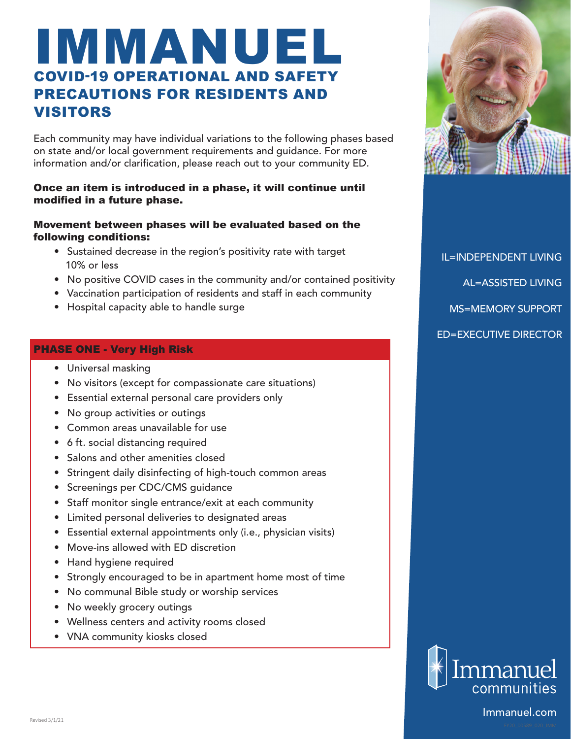# IMMANUEL

## COVID-19 OPERATIONAL AND SAFETY PRECAUTIONS FOR RESIDENTS AND VISITORS

Each community may have individual variations to the following phases based on state and/or local government requirements and guidance. For more information and/or clarification, please reach out to your community ED.

**Once an item is introduced in a phase, it will continue until modified in a future phase.**

**Movement between phases will be evaluated based on the following conditions:**

- Sustained decrease in the region's positivity rate with target 10% or less
- No positive COVID cases in the community and/or contained positivity
- Vaccination participation of residents and staff in each community
- Hospital capacity able to handle surge

IL=INDEPENDENT LIVING

AL=ASSISTED LIVING

MS=MEMORY SUPPORT

ED=EXECUTIVE DIRECTOR

### PHASE ONE - Very High Risk

- Universal masking
- No visitors (except for compassionate care situations)
- Essential external personal care providers only
- No group activities or outings
- Common areas unavailable for use
- 6 ft. social distancing required
- Salons and other amenities closed
- Stringent daily disinfecting of high-touch common areas
- Screenings per CDC/CMS guidance
- Staff monitor single entrance/exit at each community
- Limited personal deliveries to designated areas
- Essential external appointments only (i.e., physician visits)
- Move-ins allowed with ED discretion
- Hand hygiene required
- Strongly encouraged to be in apartment home most of time
- No communal Bible study or worship services
- No weekly grocery outings
- Wellness centers and activity rooms closed
- VNA community kiosks closed

Immanuel communities

Immanuel.com

Revised 3/1/21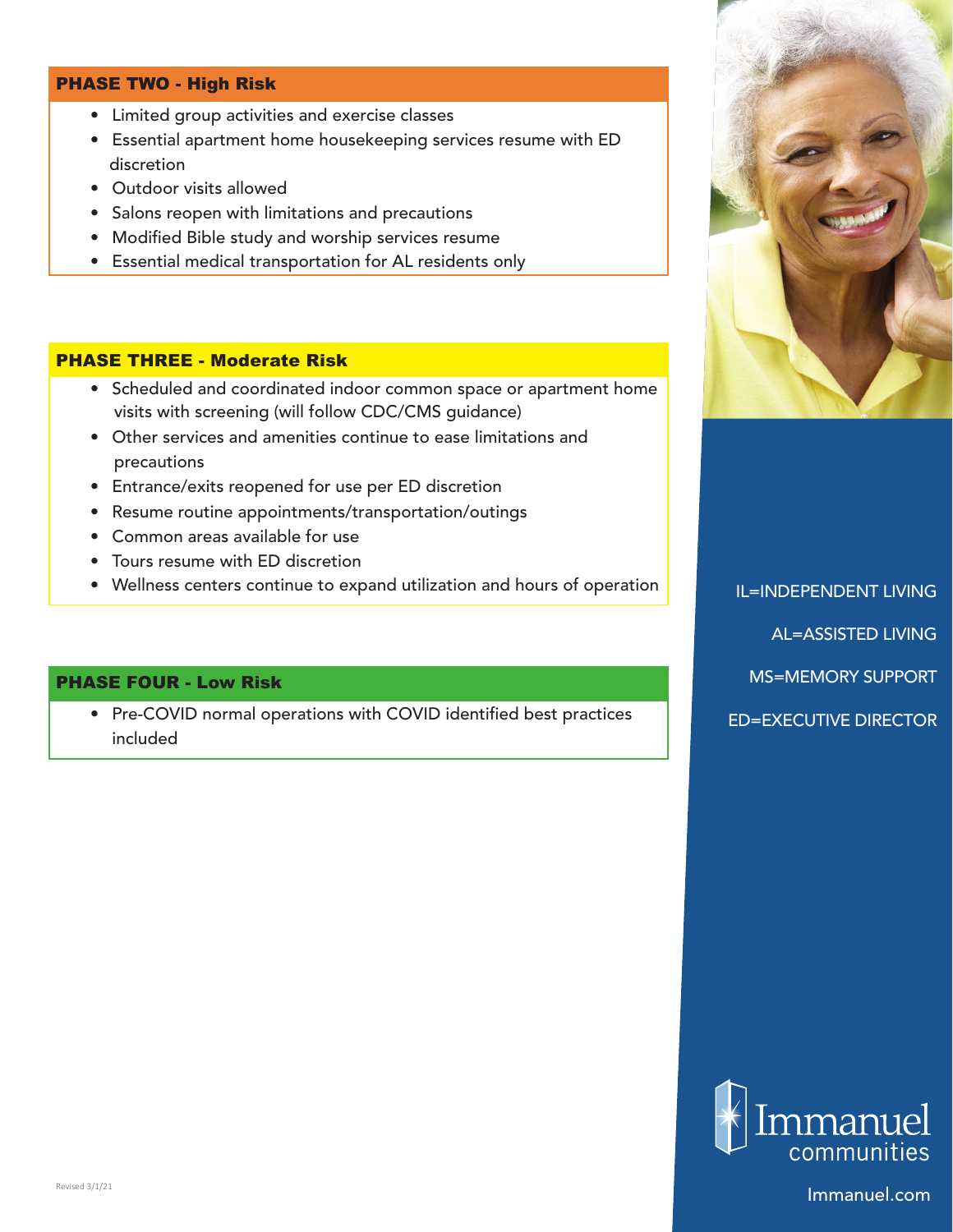## PHASE TWO - High Risk

- Limited group activities and exercise classes
- Essential apartment home housekeeping services resume with ED discretion
- Outdoor visits allowed
- Salons reopen with limitations and precautions
- Modified Bible study and worship services resume
- Essential medical transportation for AL residents only

## PHASE THREE - Moderate Risk

- Scheduled and coordinated indoor common space or apartment home visits with screening (will follow CDC/CMS guidance)
- Other services and amenities continue to ease limitations and precautions
- Entrance/exits reopened for use per ED discretion
- Resume routine appointments/transportation/outings
- Common areas available for use
- Tours resume with ED discretion
- Wellness centers continue to expand utilization and hours of operation

## PHASE FOUR - Low Risk

- Pre-COVID normal operations with COVID identified best practices included

IL=INDEPENDENT LIVING

AL=ASSISTED LIVING

MS=MEMORY SUPPORT

ED=EXECUTIVE DIRECTOR

Immanuel communities

Immanuel.com

Revised 3/1/21